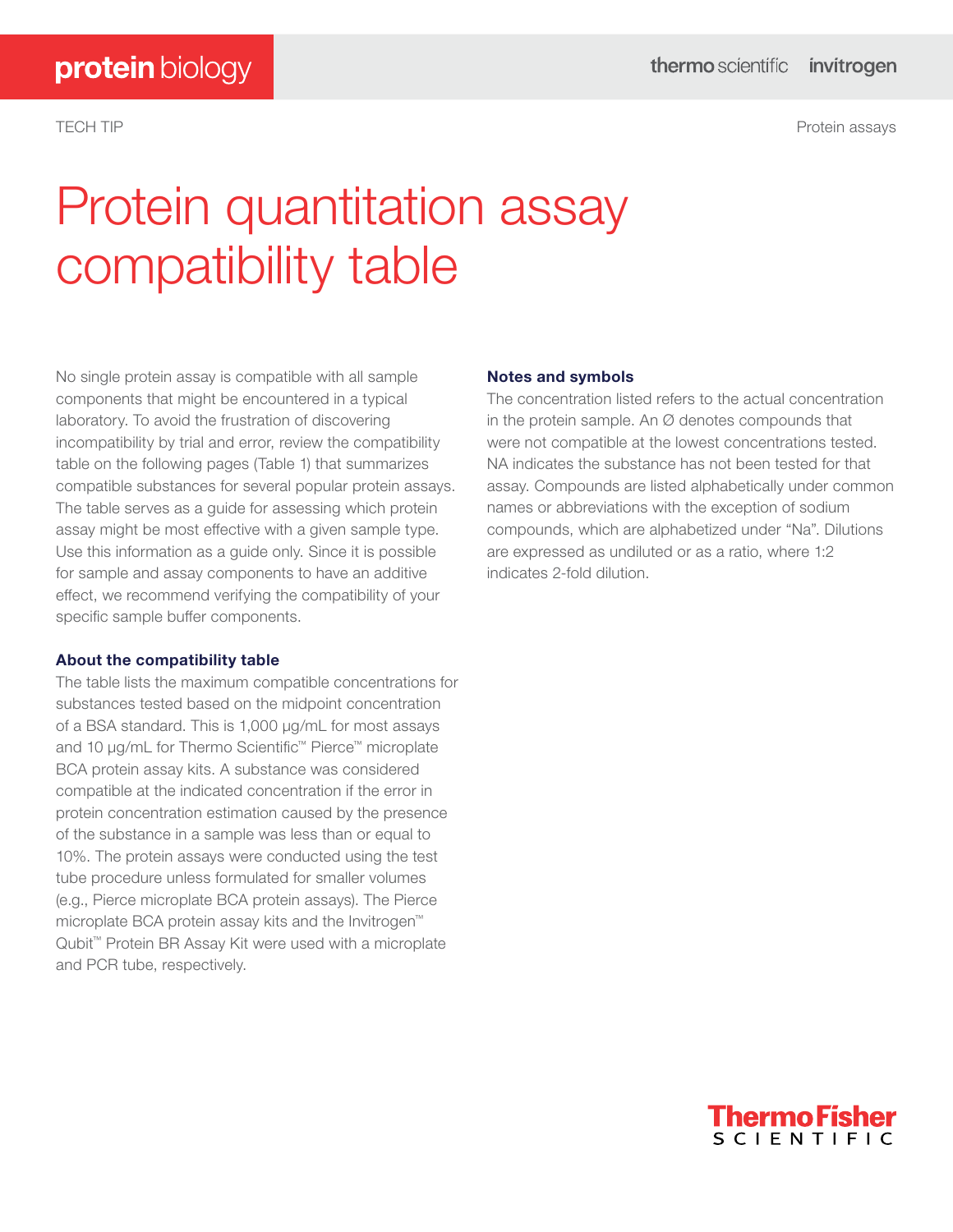TECH TIP

Protein assays

# Protein quantitation assay compatibility table

No single protein assay is compatible with all sample components that might be encountered in a typical laboratory. To avoid the frustration of discovering incompatibility by trial and error, review the compatibility table on the following pages (Table 1) that summarizes compatible substances for several popular protein assays. The table serves as a guide for assessing which protein assay might be most effective with a given sample type. Use this information as a guide only. Since it is possible for sample and assay components to have an additive effect, we recommend verifying the compatibility of your specific sample buffer components.

### About the compatibility table

The table lists the maximum compatible concentrations for substances tested based on the midpoint concentration of a BSA standard. This is 1,000 µg/mL for most assays and 10 µg/mL for Thermo Scientific™ Pierce™ microplate BCA protein assay kits. A substance was considered compatible at the indicated concentration if the error in protein concentration estimation caused by the presence of the substance in a sample was less than or equal to 10%. The protein assays were conducted using the test tube procedure unless formulated for smaller volumes (e.g., Pierce microplate BCA protein assays). The Pierce microplate BCA protein assay kits and the Invitrogen™ Qubit™ Protein BR Assay Kit were used with a microplate and PCR tube, respectively.

### Notes and symbols

The concentration listed refers to the actual concentration in the protein sample. An Ø denotes compounds that were not compatible at the lowest concentrations tested. NA indicates the substance has not been tested for that assay. Compounds are listed alphabetically under common names or abbreviations with the exception of sodium compounds, which are alphabetized under "Na". Dilutions are expressed as undiluted or as a ratio, where 1:2 indicates 2-fold dilution.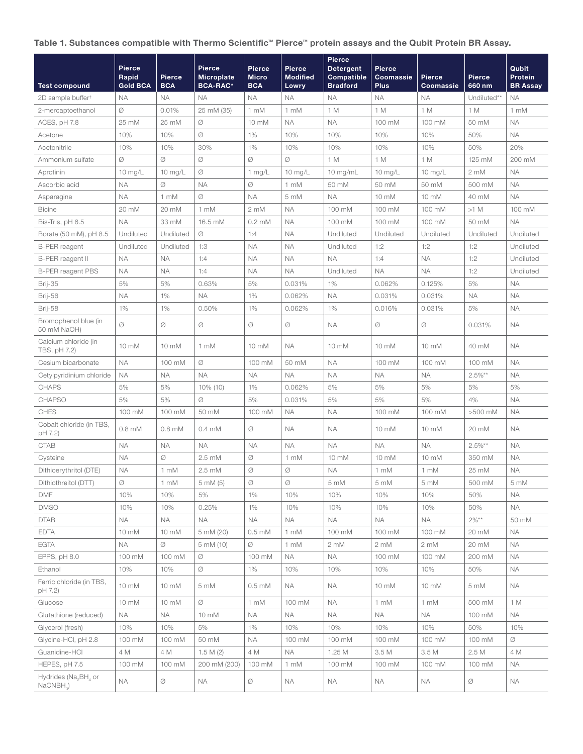**Table 1. Substances compatible with Thermo Scientific™ Pierce™ protein assays and the Qubit Protein BR Assay.**

| Test compound | Pierce Rapid Gold BCA | Pierce BCA | Pierce Microplate BCA-RAC* | Pierce Micro BCA | Pierce Modified Lowry | Pierce Detergent Compatible Bradford | Pierce Coomassie Plus | Pierce Coomassie | Pierce 660 nm | Qubit Protein BR Assay |
|---|---|---|---|---|---|---|---|---|---|---|
| 2D sample buffer† | NA | NA | NA | NA | NA | NA | NA | NA | Undiluted** | NA |
| 2-mercaptoethanol | Ø | 0.01% | 25 mM (35) | 1 mM | 1 mM | 1 M | 1 M | 1 M | 1 M | 1 mM |
| ACES, pH 7.8 | 25 mM | 25 mM | Ø | 10 mM | NA | NA | 100 mM | 100 mM | 50 mM | NA |
| Acetone | 10% | 10% | Ø | 1% | 10% | 10% | 10% | 10% | 50% | NA |
| Acetonitrile | 10% | 10% | 30% | 1% | 10% | 10% | 10% | 10% | 50% | 20% |
| Ammonium sulfate | Ø | Ø | Ø | Ø | Ø | 1 M | 1 M | 1 M | 125 mM | 200 mM |
| Aprotinin | 10 mg/L | 10 mg/L | Ø | 1 mg/L | 10 mg/L | 10 mg/mL | 10 mg/L | 10 mg/L | 2 mM | NA |
| Ascorbic acid | NA | Ø | NA | Ø | 1 mM | 50 mM | 50 mM | 50 mM | 500 mM | NA |
| Asparagine | NA | 1 mM | Ø | NA | 5 mM | NA | 10 mM | 10 mM | 40 mM | NA |
| Bicine | 20 mM | 20 mM | 1 mM | 2 mM | NA | 100 mM | 100 mM | 100 mM | >1 M | 100 mM |
| Bis-Tris, pH 6.5 | NA | 33 mM | 16.5 mM | 0.2 mM | NA | 100 mM | 100 mM | 100 mM | 50 mM | NA |
| Borate (50 mM), pH 8.5 | Undiluted | Undiluted | Ø | 1:4 | NA | Undiluted | Undiluted | Undiluted | Undiluted | Undiluted |
| B-PER reagent | Undiluted | Undiluted | 1:3 | NA | NA | Undiluted | 1:2 | 1:2 | 1:2 | Undiluted |
| B-PER reagent II | NA | NA | 1:4 | NA | NA | NA | 1:4 | NA | 1:2 | Undiluted |
| B-PER reagent PBS | NA | NA | 1:4 | NA | NA | Undiluted | NA | NA | 1:2 | Undiluted |
| Brij-35 | 5% | 5% | 0.63% | 5% | 0.031% | 1% | 0.062% | 0.125% | 5% | NA |
| Brij-56 | NA | 1% | NA | 1% | 0.062% | NA | 0.031% | 0.031% | NA | NA |
| Brij-58 | 1% | 1% | 0.50% | 1% | 0.062% | 1% | 0.016% | 0.031% | 5% | NA |
| Bromophenol blue (in 50 mM NaOH) | Ø | Ø | Ø | Ø | Ø | NA | Ø | Ø | 0.031% | NA |
| Calcium chloride (in TBS, pH 7.2) | 10 mM | 10 mM | 1 mM | 10 mM | NA | 10 mM | 10 mM | 10 mM | 40 mM | NA |
| Cesium bicarbonate | NA | 100 mM | Ø | 100 mM | 50 mM | NA | 100 mM | 100 mM | 100 mM | NA |
| Cetylpyridinium chloride | NA | NA | NA | NA | NA | NA | NA | NA | 2.5%** | NA |
| CHAPS | 5% | 5% | 10% (10) | 1% | 0.062% | 5% | 5% | 5% | 5% | 5% |
| CHAPSO | 5% | 5% | Ø | 5% | 0.031% | 5% | 5% | 5% | 4% | NA |
| CHES | 100 mM | 100 mM | 50 mM | 100 mM | NA | NA | 100 mM | 100 mM | >500 mM | NA |
| Cobalt chloride (in TBS, pH 7.2) | 0.8 mM | 0.8 mM | 0.4 mM | Ø | NA | NA | 10 mM | 10 mM | 20 mM | NA |
| CTAB | NA | NA | NA | NA | NA | NA | NA | NA | 2.5%** | NA |
| Cysteine | NA | Ø | 2.5 mM | Ø | 1 mM | 10 mM | 10 mM | 10 mM | 350 mM | NA |
| Dithioerythritol (DTE) | NA | 1 mM | 2.5 mM | Ø | Ø | NA | 1 mM | 1 mM | 25 mM | NA |
| Dithiothreitol (DTT) | Ø | 1 mM | 5 mM (5) | Ø | Ø | 5 mM | 5 mM | 5 mM | 500 mM | 5 mM |
| DMF | 10% | 10% | 5% | 1% | 10% | 10% | 10% | 10% | 50% | NA |
| DMSO | 10% | 10% | 0.25% | 1% | 10% | 10% | 10% | 10% | 50% | NA |
| DTAB | NA | NA | NA | NA | NA | NA | NA | NA | 2%** | 50 mM |
| EDTA | 10 mM | 10 mM | 5 mM (20) | 0.5 mM | 1 mM | 100 mM | 100 mM | 100 mM | 20 mM | NA |
| EGTA | NA | Ø | 5 mM (10) | Ø | 1 mM | 2 mM | 2 mM | 2 mM | 20 mM | NA |
| EPPS, pH 8.0 | 100 mM | 100 mM | Ø | 100 mM | NA | NA | 100 mM | 100 mM | 200 mM | NA |
| Ethanol | 10% | 10% | Ø | 1% | 10% | 10% | 10% | 10% | 50% | NA |
| Ferric chloride (in TBS, pH 7.2) | 10 mM | 10 mM | 5 mM | 0.5 mM | NA | NA | 10 mM | 10 mM | 5 mM | NA |
| Glucose | 10 mM | 10 mM | Ø | 1 mM | 100 mM | NA | 1 mM | 1 mM | 500 mM | 1 M |
| Glutathione (reduced) | NA | NA | 10 mM | NA | NA | NA | NA | NA | 100 mM | NA |
| Glycerol (fresh) | 10% | 10% | 5% | 1% | 10% | 10% | 10% | 10% | 50% | 10% |
| Glycine-HCl, pH 2.8 | 100 mM | 100 mM | 50 mM | NA | 100 mM | 100 mM | 100 mM | 100 mM | 100 mM | Ø |
| Guanidine-HCl | 4 M | 4 M | 1.5 M (2) | 4 M | NA | 1.25 M | 3.5 M | 3.5 M | 2.5 M | 4 M |
| HEPES, pH 7.5 | 100 mM | 100 mM | 200 mM (200) | 100 mM | 1 mM | 100 mM | 100 mM | 100 mM | 100 mM | NA |
| Hydrides ($Na_2BH_4$ or $NaCNBH_3$) | NA | Ø | NA | Ø | NA | NA | NA | NA | Ø | NA |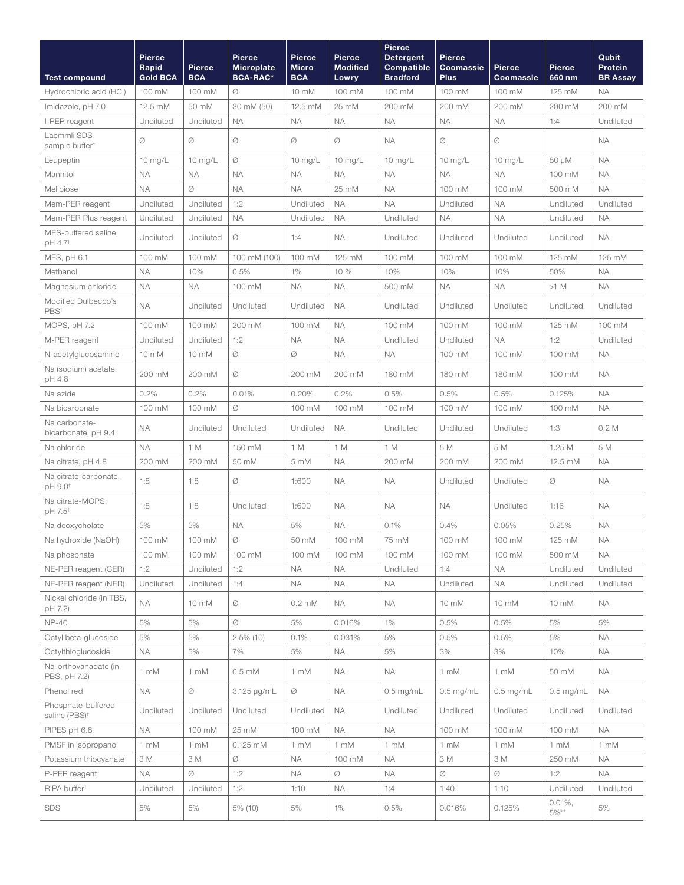| Test compound | Pierce Rapid Gold BCA | Pierce BCA | Pierce Microplate BCA-RAC* | Pierce Micro BCA | Pierce Modified Lowry | Pierce Detergent Compatible Bradford | Pierce Coomassie Plus | Pierce Coomassie | Pierce 660 nm | Qubit Protein BR Assay |
|---|---|---|---|---|---|---|---|---|---|---|
| Hydrochloric acid (HCl) | 100 mM | 100 mM | Ø | 10 mM | 100 mM | 100 mM | 100 mM | 100 mM | 125 mM | NA |
| Imidazole, pH 7.0 | 12.5 mM | 50 mM | 30 mM (50) | 12.5 mM | 25 mM | 200 mM | 200 mM | 200 mM | 200 mM | 200 mM |
| I-PER reagent | Undiluted | Undiluted | NA | NA | NA | NA | NA | NA | 1:4 | Undiluted |
| Laemmli SDS sample buffer† | Ø | Ø | Ø | Ø | Ø | NA | Ø | Ø | | NA |
| Leupeptin | 10 mg/L | 10 mg/L | Ø | 10 mg/L | 10 mg/L | 10 mg/L | 10 mg/L | 10 mg/L | 80 µM | NA |
| Mannitol | NA | NA | NA | NA | NA | NA | NA | NA | 100 mM | NA |
| Melibiose | NA | Ø | NA | NA | 25 mM | NA | 100 mM | 100 mM | 500 mM | NA |
| Mem-PER reagent | Undiluted | Undiluted | 1:2 | Undiluted | NA | NA | Undiluted | NA | Undiluted | Undiluted |
| Mem-PER Plus reagent | Undiluted | Undiluted | NA | Undiluted | NA | Undiluted | NA | NA | Undiluted | NA |
| MES-buffered saline, pH 4.7† | Undiluted | Undiluted | Ø | 1:4 | NA | Undiluted | Undiluted | Undiluted | Undiluted | NA |
| MES, pH 6.1 | 100 mM | 100 mM | 100 mM (100) | 100 mM | 125 mM | 100 mM | 100 mM | 100 mM | 125 mM | 125 mM |
| Methanol | NA | 10% | 0.5% | 1% | 10 % | 10% | 10% | 10% | 50% | NA |
| Magnesium chloride | NA | NA | 100 mM | NA | NA | 500 mM | NA | NA | >1 M | NA |
| Modified Dulbecco's PBS† | NA | Undiluted | Undiluted | Undiluted | NA | Undiluted | Undiluted | Undiluted | Undiluted | Undiluted |
| MOPS, pH 7.2 | 100 mM | 100 mM | 200 mM | 100 mM | NA | 100 mM | 100 mM | 100 mM | 125 mM | 100 mM |
| M-PER reagent | Undiluted | Undiluted | 1:2 | NA | NA | Undiluted | Undiluted | NA | 1:2 | Undiluted |
| N-acetylglucosamine | 10 mM | 10 mM | Ø | Ø | NA | NA | 100 mM | 100 mM | 100 mM | NA |
| Na (sodium) acetate, pH 4.8 | 200 mM | 200 mM | Ø | 200 mM | 200 mM | 180 mM | 180 mM | 180 mM | 100 mM | NA |
| Na azide | 0.2% | 0.2% | 0.01% | 0.20% | 0.2% | 0.5% | 0.5% | 0.5% | 0.125% | NA |
| Na bicarbonate | 100 mM | 100 mM | Ø | 100 mM | 100 mM | 100 mM | 100 mM | 100 mM | 100 mM | NA |
| Na carbonate-bicarbonate, pH 9.4† | NA | Undiluted | Undiluted | Undiluted | NA | Undiluted | Undiluted | Undiluted | 1:3 | 0.2 M |
| Na chloride | NA | 1 M | 150 mM | 1 M | 1 M | 1 M | 5 M | 5 M | 1.25 M | 5 M |
| Na citrate, pH 4.8 | 200 mM | 200 mM | 50 mM | 5 mM | NA | 200 mM | 200 mM | 200 mM | 12.5 mM | NA |
| Na citrate-carbonate, pH 9.0† | 1:8 | 1:8 | Ø | 1:600 | NA | NA | Undiluted | Undiluted | Ø | NA |
| Na citrate-MOPS, pH 7.5† | 1:8 | 1:8 | Undiluted | 1:600 | NA | NA | NA | Undiluted | 1:16 | NA |
| Na deoxycholate | 5% | 5% | NA | 5% | NA | 0.1% | 0.4% | 0.05% | 0.25% | NA |
| Na hydroxide (NaOH) | 100 mM | 100 mM | Ø | 50 mM | 100 mM | 75 mM | 100 mM | 100 mM | 125 mM | NA |
| Na phosphate | 100 mM | 100 mM | 100 mM | 100 mM | 100 mM | 100 mM | 100 mM | 100 mM | 500 mM | NA |
| NE-PER reagent (CER) | 1:2 | Undiluted | 1:2 | NA | NA | Undiluted | 1:4 | NA | Undiluted | Undiluted |
| NE-PER reagent (NER) | Undiluted | Undiluted | 1:4 | NA | NA | NA | Undiluted | NA | Undiluted | Undiluted |
| Nickel chloride (in TBS, pH 7.2) | NA | 10 mM | Ø | 0.2 mM | NA | NA | 10 mM | 10 mM | 10 mM | NA |
| NP-40 | 5% | 5% | Ø | 5% | 0.016% | 1% | 0.5% | 0.5% | 5% | 5% |
| Octyl beta-glucoside | 5% | 5% | 2.5% (10) | 0.1% | 0.031% | 5% | 0.5% | 0.5% | 5% | NA |
| Octylthioglucoside | NA | 5% | 7% | 5% | NA | 5% | 3% | 3% | 10% | NA |
| Na-orthovanadate (in PBS, pH 7.2) | 1 mM | 1 mM | 0.5 mM | 1 mM | NA | NA | 1 mM | 1 mM | 50 mM | NA |
| Phenol red | NA | Ø | 3.125 µg/mL | Ø | NA | 0.5 mg/mL | 0.5 mg/mL | 0.5 mg/mL | 0.5 mg/mL | NA |
| Phosphate-buffered saline (PBS)† | Undiluted | Undiluted | Undiluted | Undiluted | NA | Undiluted | Undiluted | Undiluted | Undiluted | Undiluted |
| PIPES pH 6.8 | NA | 100 mM | 25 mM | 100 mM | NA | NA | 100 mM | 100 mM | 100 mM | NA |
| PMSF in isopropanol | 1 mM | 1 mM | 0.125 mM | 1 mM | 1 mM | 1 mM | 1 mM | 1 mM | 1 mM | 1 mM |
| Potassium thiocyanate | 3 M | 3 M | Ø | NA | 100 mM | NA | 3 M | 3 M | 250 mM | NA |
| P-PER reagent | NA | Ø | 1:2 | NA | Ø | NA | Ø | Ø | 1:2 | NA |
| RIPA buffer† | Undiluted | Undiluted | 1:2 | 1:10 | NA | 1:4 | 1:40 | 1:10 | Undiluted | Undiluted |
| SDS | 5% | 5% | 5% (10) | 5% | 1% | 0.5% | 0.016% | 0.125% | 0.01%, 5%** | 5% |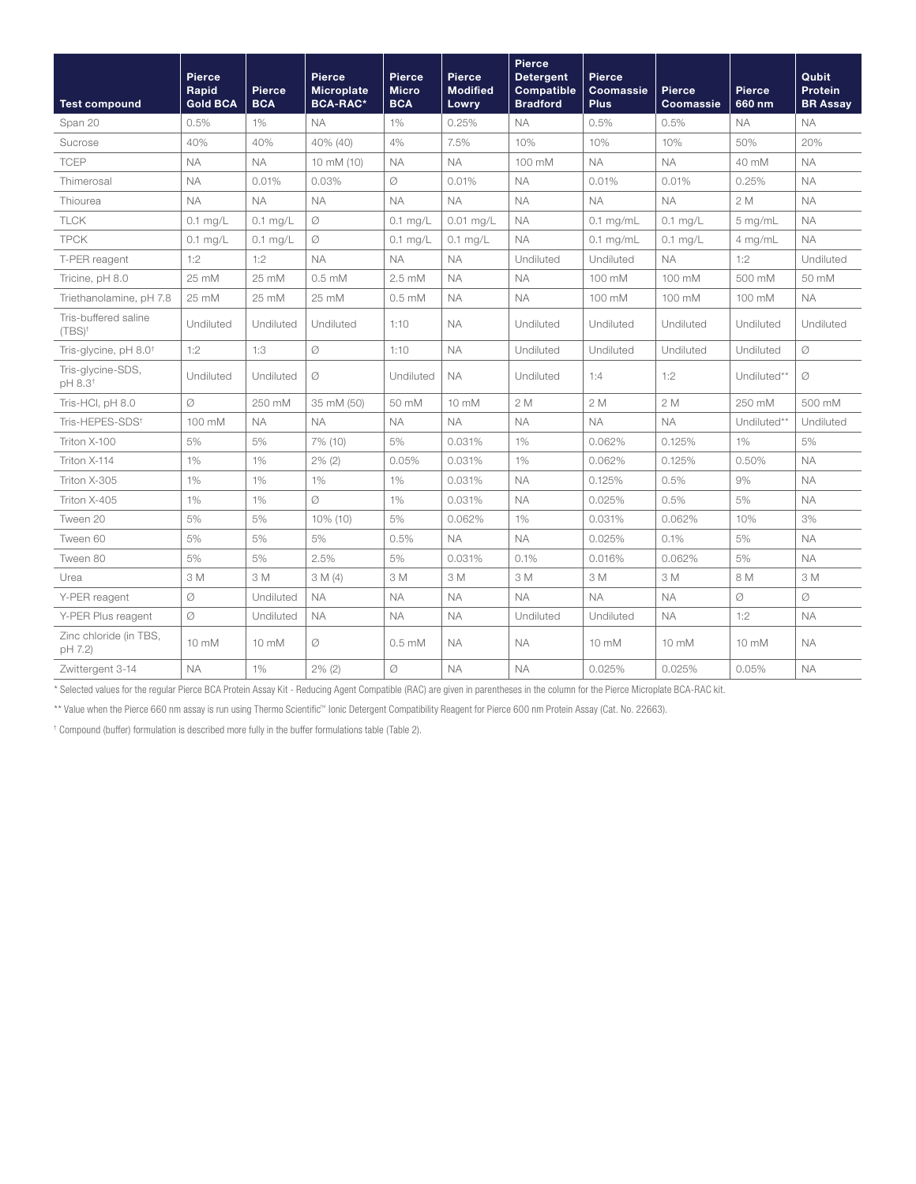| Test compound | Pierce Rapid Gold BCA | Pierce BCA | Pierce Microplate BCA-RAC* | Pierce Micro BCA | Pierce Modified Lowry | Pierce Detergent Compatible Bradford | Pierce Coomassie Plus | Pierce Coomassie | Pierce 660 nm | Qubit Protein BR Assay |
|---|---|---|---|---|---|---|---|---|---|---|
| Span 20 | 0.5% | 1% | NA | 1% | 0.25% | NA | 0.5% | 0.5% | NA | NA |
| Sucrose | 40% | 40% | 40% (40) | 4% | 7.5% | 10% | 10% | 10% | 50% | 20% |
| TCEP | NA | NA | 10 mM (10) | NA | NA | 100 mM | NA | NA | 40 mM | NA |
| Thimerosal | NA | 0.01% | 0.03% | Ø | 0.01% | NA | 0.01% | 0.01% | 0.25% | NA |
| Thiourea | NA | NA | NA | NA | NA | NA | NA | NA | 2 M | NA |
| TLCK | 0.1 mg/L | 0.1 mg/L | Ø | 0.1 mg/L | 0.01 mg/L | NA | 0.1 mg/mL | 0.1 mg/L | 5 mg/mL | NA |
| TPCK | 0.1 mg/L | 0.1 mg/L | Ø | 0.1 mg/L | 0.1 mg/L | NA | 0.1 mg/mL | 0.1 mg/L | 4 mg/mL | NA |
| T-PER reagent | 1:2 | 1:2 | NA | NA | NA | Undiluted | Undiluted | NA | 1:2 | Undiluted |
| Tricine, pH 8.0 | 25 mM | 25 mM | 0.5 mM | 2.5 mM | NA | NA | 100 mM | 100 mM | 500 mM | 50 mM |
| Triethanolamine, pH 7.8 | 25 mM | 25 mM | 25 mM | 0.5 mM | NA | NA | 100 mM | 100 mM | 100 mM | NA |
| Tris-buffered saline (TBS)† | Undiluted | Undiluted | Undiluted | 1:10 | NA | Undiluted | Undiluted | Undiluted | Undiluted | Undiluted |
| Tris-glycine, pH 8.0† | 1:2 | 1:3 | Ø | 1:10 | NA | Undiluted | Undiluted | Undiluted | Undiluted | Ø |
| Tris-glycine-SDS, pH 8.3† | Undiluted | Undiluted | Ø | Undiluted | NA | Undiluted | 1:4 | 1:2 | Undiluted** | Ø |
| Tris-HCl, pH 8.0 | Ø | 250 mM | 35 mM (50) | 50 mM | 10 mM | 2 M | 2 M | 2 M | 250 mM | 500 mM |
| Tris-HEPES-SDS† | 100 mM | NA | NA | NA | NA | NA | NA | NA | Undiluted** | Undiluted |
| Triton X-100 | 5% | 5% | 7% (10) | 5% | 0.031% | 1% | 0.062% | 0.125% | 1% | 5% |
| Triton X-114 | 1% | 1% | 2% (2) | 0.05% | 0.031% | 1% | 0.062% | 0.125% | 0.50% | NA |
| Triton X-305 | 1% | 1% | 1% | 1% | 0.031% | NA | 0.125% | 0.5% | 9% | NA |
| Triton X-405 | 1% | 1% | Ø | 1% | 0.031% | NA | 0.025% | 0.5% | 5% | NA |
| Tween 20 | 5% | 5% | 10% (10) | 5% | 0.062% | 1% | 0.031% | 0.062% | 10% | 3% |
| Tween 60 | 5% | 5% | 5% | 0.5% | NA | NA | 0.025% | 0.1% | 5% | NA |
| Tween 80 | 5% | 5% | 2.5% | 5% | 0.031% | 0.1% | 0.016% | 0.062% | 5% | NA |
| Urea | 3 M | 3 M | 3 M (4) | 3 M | 3 M | 3 M | 3 M | 3 M | 8 M | 3 M |
| Y-PER reagent | Ø | Undiluted | NA | NA | NA | NA | NA | NA | Ø | Ø |
| Y-PER Plus reagent | Ø | Undiluted | NA | NA | NA | Undiluted | Undiluted | NA | 1:2 | NA |
| Zinc chloride (in TBS, pH 7.2) | 10 mM | 10 mM | Ø | 0.5 mM | NA | NA | 10 mM | 10 mM | 10 mM | NA |
| Zwittergent 3-14 | NA | 1% | 2% (2) | Ø | NA | NA | 0.025% | 0.025% | 0.05% | NA |

* Selected values for the regular Pierce BCA Protein Assay Kit - Reducing Agent Compatible (RAC) are given in parentheses in the column for the Pierce Microplate BCA-RAC kit.

** Value when the Pierce 660 nm assay is run using Thermo Scientific™ Ionic Detergent Compatibility Reagent for Pierce 600 nm Protein Assay (Cat. No. 22663).

† Compound (buffer) formulation is described more fully in the buffer formulations table (Table 2).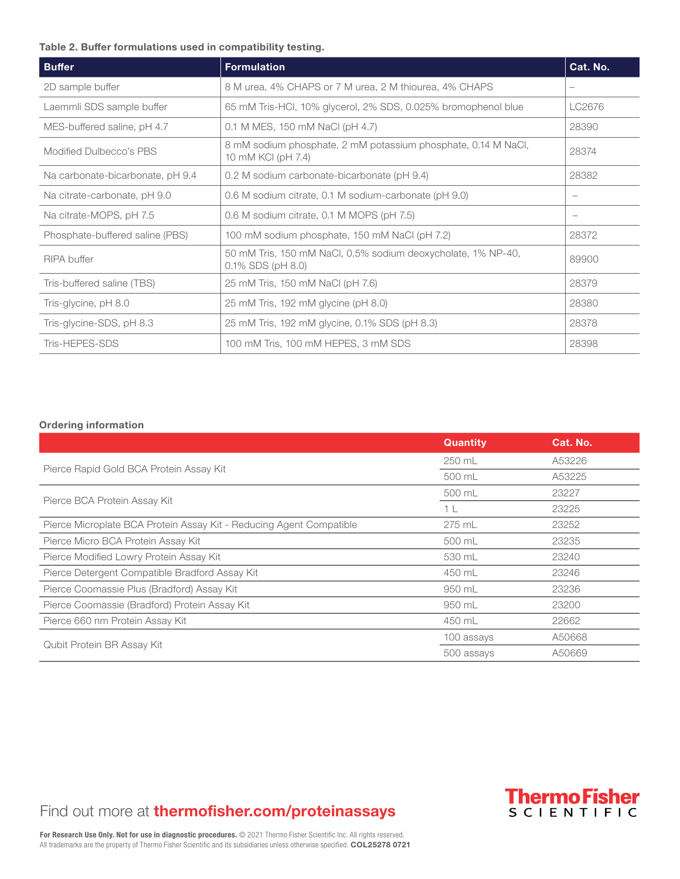**Table 2. Buffer formulations used in compatibility testing.**

| Buffer | Formulation | Cat. No. |
|---|---|---|
| 2D sample buffer | 8 M urea, 4% CHAPS or 7 M urea, 2 M thiourea, 4% CHAPS | – |
| Laemmli SDS sample buffer | 65 mM Tris-HCl, 10% glycerol, 2% SDS, 0.025% bromophenol blue | LC2676 |
| MES-buffered saline, pH 4.7 | 0.1 M MES, 150 mM NaCl (pH 4.7) | 28390 |
| Modified Dulbecco's PBS | 8 mM sodium phosphate, 2 mM potassium phosphate, 0.14 M NaCl, 10 mM KCl (pH 7.4) | 28374 |
| Na carbonate-bicarbonate, pH 9.4 | 0.2 M sodium carbonate-bicarbonate (pH 9.4) | 28382 |
| Na citrate-carbonate, pH 9.0 | 0.6 M sodium citrate, 0.1 M sodium-carbonate (pH 9.0) | – |
| Na citrate-MOPS, pH 7.5 | 0.6 M sodium citrate, 0.1 M MOPS (pH 7.5) | – |
| Phosphate-buffered saline (PBS) | 100 mM sodium phosphate, 150 mM NaCl (pH 7.2) | 28372 |
| RIPA buffer | 50 mM Tris, 150 mM NaCl, 0.5% sodium deoxycholate, 1% NP-40, 0.1% SDS (pH 8.0) | 89900 |
| Tris-buffered saline (TBS) | 25 mM Tris, 150 mM NaCl (pH 7.6) | 28379 |
| Tris-glycine, pH 8.0 | 25 mM Tris, 192 mM glycine (pH 8.0) | 28380 |
| Tris-glycine-SDS, pH 8.3 | 25 mM Tris, 192 mM glycine, 0.1% SDS (pH 8.3) | 28378 |
| Tris-HEPES-SDS | 100 mM Tris, 100 mM HEPES, 3 mM SDS | 28398 |

**Ordering information**

| | Quantity | Cat. No. |
|---|---|---|
| Pierce Rapid Gold BCA Protein Assay Kit | 250 mL | A53226 |
| | 500 mL | A53225 |
| Pierce BCA Protein Assay Kit | 500 mL | 23227 |
| | 1 L | 23225 |
| Pierce Microplate BCA Protein Assay Kit - Reducing Agent Compatible | 275 mL | 23252 |
| Pierce Micro BCA Protein Assay Kit | 500 mL | 23235 |
| Pierce Modified Lowry Protein Assay Kit | 530 mL | 23240 |
| Pierce Detergent Compatible Bradford Assay Kit | 450 mL | 23246 |
| Pierce Coomassie Plus (Bradford) Assay Kit | 950 mL | 23236 |
| Pierce Coomassie (Bradford) Protein Assay Kit | 950 mL | 23200 |
| Pierce 660 nm Protein Assay Kit | 450 mL | 22662 |
| Qubit Protein BR Assay Kit | 100 assays | A50668 |
| | 500 assays | A50669 |

Find out more at **thermofisher.com/proteinassays**

**For Research Use Only. Not for use in diagnostic procedures.** © 2021 Thermo Fisher Scientific Inc. All rights reserved. All trademarks are the property of Thermo Fisher Scientific and its subsidiaries unless otherwise specified. **COL25278 0721**